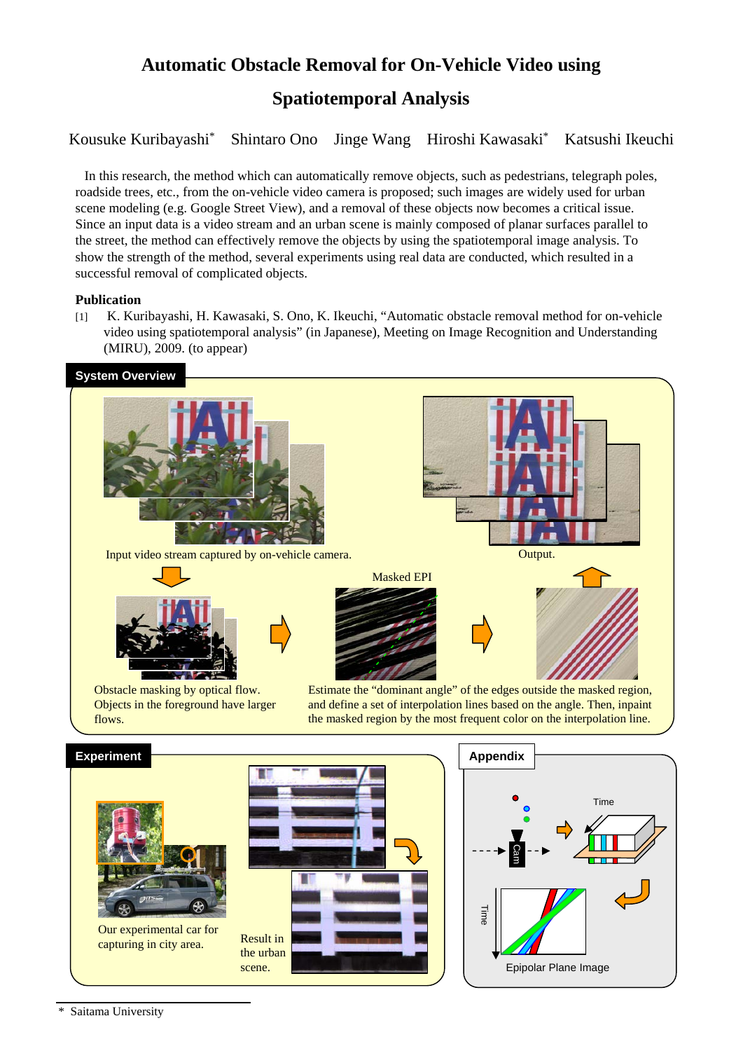# Automatic Obstacle Removal for On-Vehicle Video using Spatiotemporal Analysis

Kousuke Kuribayashi* Shintaro Ono Jinge Wang Hiroshi Kawasaki* Katsushi Ikeuchi

In this research, the method which can automatically remove objects, such as pedestrians, telegraph poles, roadside trees, etc., from the on-vehicle video camera is proposed; such images are widely used for urban scene modeling (e.g. Google Street View), and a removal of these objects now becomes a critical issue. Since an input data is a video stream and an urban scene is mainly composed of planar surfaces parallel to the street, the method can effectively remove the objects by using the spatiotemporal image analysis. To show the strength of the method, several experiments using real data are conducted, which resulted in a successful removal of complicated objects.

**Publication**

[1] K. Kuribayashi, H. Kawasaki, S. Ono, K. Ikeuchi, "Automatic obstacle removal method for on-vehicle video using spatiotemporal analysis" (in Japanese), Meeting on Image Recognition and Understanding (MIRU), 2009. (to appear)

## System Overview

Input video stream captured by on-vehicle camera.

Output.

Masked EPI

Obstacle masking by optical flow. Objects in the foreground have larger flows.

Estimate the "dominant angle" of the edges outside the masked region, and define a set of interpolation lines based on the angle. Then, inpaint the masked region by the most frequent color on the interpolation line.

## Experiment

Our experimental car for capturing in city area.

Result in the urban scene.

## Appendix

Time

Cam

Time

Epipolar Plane Image

---

\* Saitama University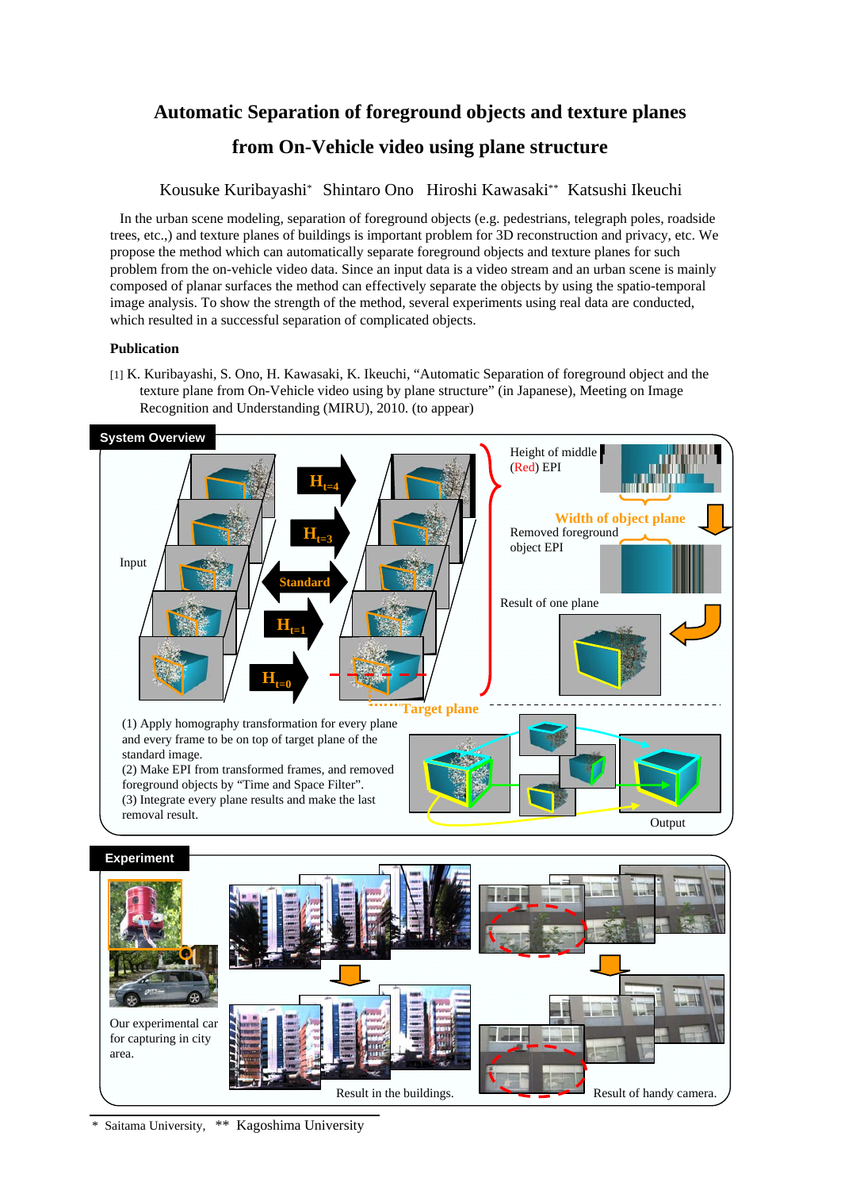# Automatic Separation of foreground objects and texture planes from On-Vehicle video using plane structure

Kousuke Kuribayashi* Shintaro Ono Hiroshi Kawasaki** Katsushi Ikeuchi

In the urban scene modeling, separation of foreground objects (e.g. pedestrians, telegraph poles, roadside trees, etc.,) and texture planes of buildings is important problem for 3D reconstruction and privacy, etc. We propose the method which can automatically separate foreground objects and texture planes for such problem from the on-vehicle video data. Since an input data is a video stream and an urban scene is mainly composed of planar surfaces the method can effectively separate the objects by using the spatio-temporal image analysis. To show the strength of the method, several experiments using real data are conducted, which resulted in a successful separation of complicated objects.

**Publication**

[1] K. Kuribayashi, S. Ono, H. Kawasaki, K. Ikeuchi, "Automatic Separation of foreground object and the texture plane from On-Vehicle video using by plane structure" (in Japanese), Meeting on Image Recognition and Understanding (MIRU), 2010. (to appear)

**System Overview**

Input

$H_{t=4}$

$H_{t=3}$

Standard

$H_{t=1}$

$H_{t=0}$

Target plane

Height of middle (Red) EPI

Width of object plane

Removed foreground object EPI

Result of one plane

(1) Apply homography transformation for every plane and every frame to be on top of target plane of the standard image.
(2) Make EPI from transformed frames, and removed foreground objects by "Time and Space Filter".
(3) Integrate every plane results and make the last removal result.

Output

**Experiment**

Our experimental car for capturing in city area.

Result in the buildings.

Result of handy camera.

* Saitama University, ** Kagoshima University